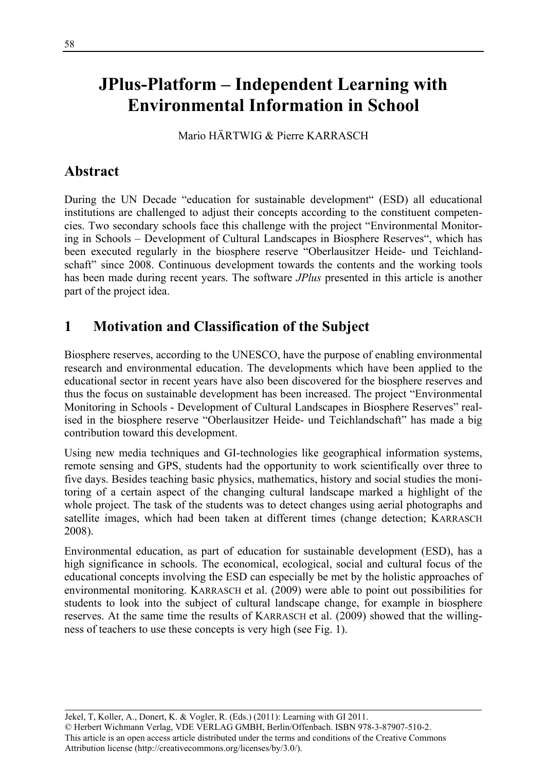# JPlus-Platform – Independent Learning with Environmental Information in School

Mario HÄRTWIG & Pierre KARRASCH

## Abstract

During the UN Decade "education for sustainable development" (ESD) all educational institutions are challenged to adjust their concepts according to the constituent competencies. Two secondary schools face this challenge with the project "Environmental Monitoring in Schools – Development of Cultural Landscapes in Biosphere Reserves", which has been executed regularly in the biosphere reserve "Oberlausitzer Heide- und Teichlandschaft" since 2008. Continuous development towards the contents and the working tools has been made during recent years. The software *JPlus* presented in this article is another part of the project idea.

## 1 Motivation and Classification of the Subject

Biosphere reserves, according to the UNESCO, have the purpose of enabling environmental research and environmental education. The developments which have been applied to the educational sector in recent years have also been discovered for the biosphere reserves and thus the focus on sustainable development has been increased. The project "Environmental Monitoring in Schools - Development of Cultural Landscapes in Biosphere Reserves" realised in the biosphere reserve "Oberlausitzer Heide- und Teichlandschaft" has made a big contribution toward this development.

Using new media techniques and GI-technologies like geographical information systems, remote sensing and GPS, students had the opportunity to work scientifically over three to five days. Besides teaching basic physics, mathematics, history and social studies the monitoring of a certain aspect of the changing cultural landscape marked a highlight of the whole project. The task of the students was to detect changes using aerial photographs and satellite images, which had been taken at different times (change detection; KARRASCH 2008).

Environmental education, as part of education for sustainable development (ESD), has a high significance in schools. The economical, ecological, social and cultural focus of the educational concepts involving the ESD can especially be met by the holistic approaches of environmental monitoring. KARRASCH et al. (2009) were able to point out possibilities for students to look into the subject of cultural landscape change, for example in biosphere reserves. At the same time the results of KARRASCH et al. (2009) showed that the willingness of teachers to use these concepts is very high (see Fig. 1).

Jekel, T, Koller, A., Donert, K. & Vogler, R. (Eds.) (2011): Learning with GI 2011.
© Herbert Wichmann Verlag, VDE VERLAG GMBH, Berlin/Offenbach. ISBN 978-3-87907-510-2.
This article is an open access article distributed under the terms and conditions of the Creative Commons Attribution license (http://creativecommons.org/licenses/by/3.0/).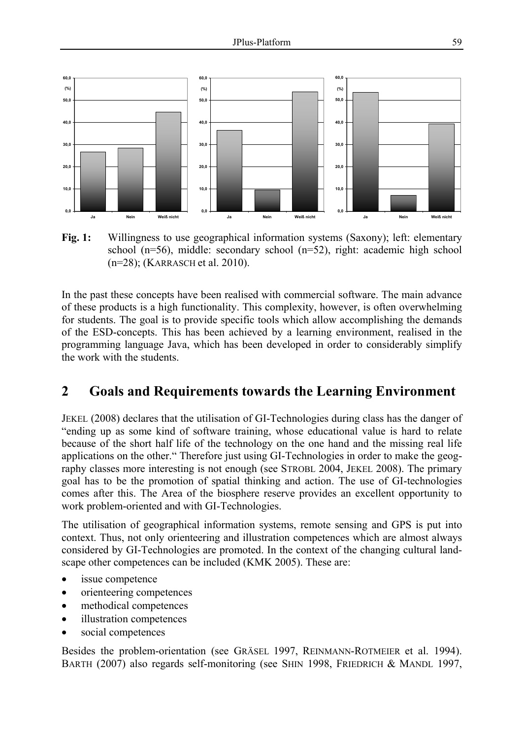**Fig. 1:** Willingness to use geographical information systems (Saxony); left: elementary school (n=56), middle: secondary school (n=52), right: academic high school (n=28); (KARRASCH et al. 2010).

In the past these concepts have been realised with commercial software. The main advance of these products is a high functionality. This complexity, however, is often overwhelming for students. The goal is to provide specific tools which allow accomplishing the demands of the ESD-concepts. This has been achieved by a learning environment, realised in the programming language Java, which has been developed in order to considerably simplify the work with the students.

## 2 Goals and Requirements towards the Learning Environment

JEKEL (2008) declares that the utilisation of GI-Technologies during class has the danger of "ending up as some kind of software training, whose educational value is hard to relate because of the short half life of the technology on the one hand and the missing real life applications on the other." Therefore just using GI-Technologies in order to make the geography classes more interesting is not enough (see STROBL 2004, JEKEL 2008). The primary goal has to be the promotion of spatial thinking and action. The use of GI-technologies comes after this. The Area of the biosphere reserve provides an excellent opportunity to work problem-oriented and with GI-Technologies.

The utilisation of geographical information systems, remote sensing and GPS is put into context. Thus, not only orienteering and illustration competences which are almost always considered by GI-Technologies are promoted. In the context of the changing cultural landscape other competences can be included (KMK 2005). These are:

- issue competence
- orienteering competences
- methodical competences
- illustration competences
- social competences

Besides the problem-orientation (see GRÄSEL 1997, REINMANN-ROTMEIER et al. 1994). BARTH (2007) also regards self-monitoring (see SHIN 1998, FRIEDRICH & MANDL 1997,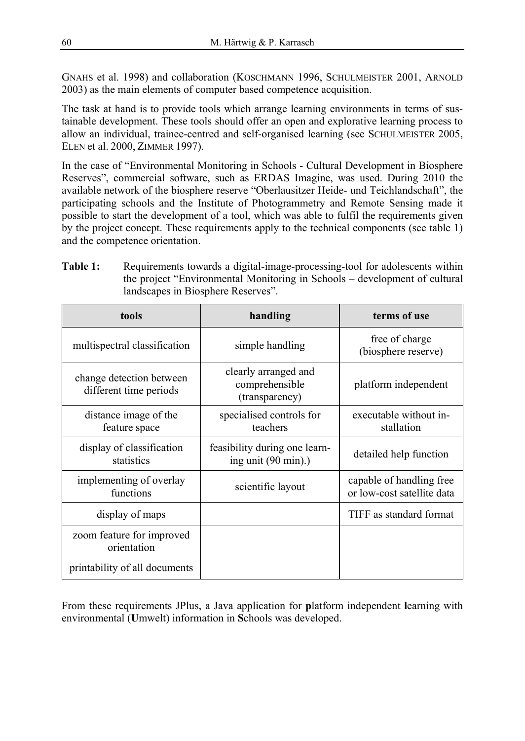GNAHS et al. 1998) and collaboration (KOSCHMANN 1996, SCHULMEISTER 2001, ARNOLD 2003) as the main elements of computer based competence acquisition.

The task at hand is to provide tools which arrange learning environments in terms of sustainable development. These tools should offer an open and explorative learning process to allow an individual, trainee-centred and self-organised learning (see SCHULMEISTER 2005, ELEN et al. 2000, ZIMMER 1997).

In the case of "Environmental Monitoring in Schools - Cultural Development in Biosphere Reserves", commercial software, such as ERDAS Imagine, was used. During 2010 the available network of the biosphere reserve "Oberlausitzer Heide- und Teichlandschaft", the participating schools and the Institute of Photogrammetry and Remote Sensing made it possible to start the development of a tool, which was able to fulfil the requirements given by the project concept. These requirements apply to the technical components (see table 1) and the competence orientation.

**Table 1:** Requirements towards a digital-image-processing-tool for adolescents within the project "Environmental Monitoring in Schools – development of cultural landscapes in Biosphere Reserves".

| tools | handling | terms of use |
|---|---|---|
| multispectral classification | simple handling | free of charge (biosphere reserve) |
| change detection between different time periods | clearly arranged and comprehensible (transparency) | platform independent |
| distance image of the feature space | specialised controls for teachers | executable without installation |
| display of classification statistics | feasibility during one learning unit (90 min).) | detailed help function |
| implementing of overlay functions | scientific layout | capable of handling free or low-cost satellite data |
| display of maps | | TIFF as standard format |
| zoom feature for improved orientation | | |
| printability of all documents | | |

From these requirements JPlus, a Java application for **p**latform independent **l**earning with environmental (**U**mwelt) information in **S**chools was developed.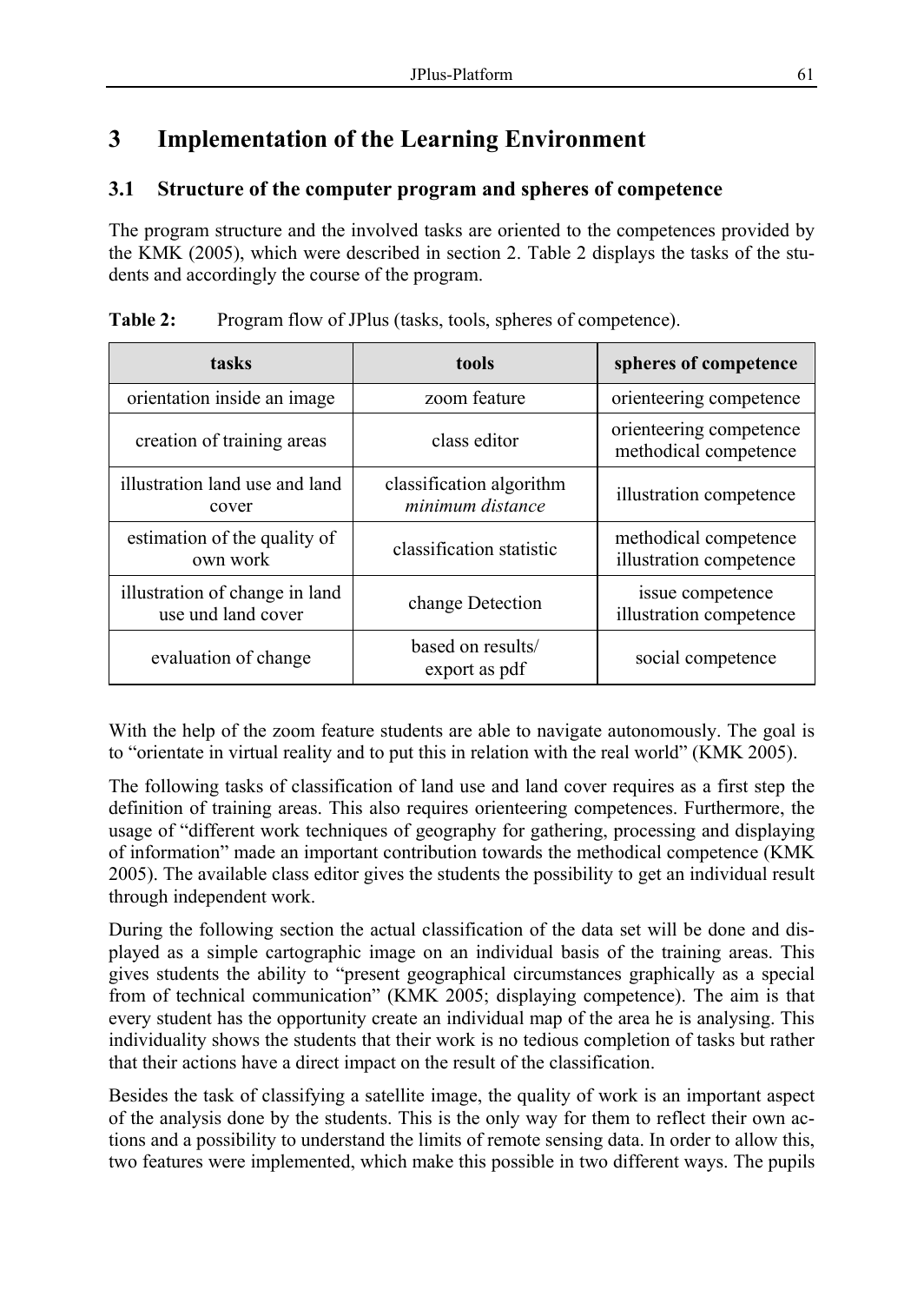# 3 Implementation of the Learning Environment

## 3.1 Structure of the computer program and spheres of competence

The program structure and the involved tasks are oriented to the competences provided by the KMK (2005), which were described in section 2. Table 2 displays the tasks of the students and accordingly the course of the program.

**Table 2:** Program flow of JPlus (tasks, tools, spheres of competence).

| tasks | tools | spheres of competence |
|---|---|---|
| orientation inside an image | zoom feature | orienteering competence |
| creation of training areas | class editor | orienteering competence<br>methodical competence |
| illustration land use and land cover | classification algorithm<br>*minimum distance* | illustration competence |
| estimation of the quality of own work | classification statistic | methodical competence<br>illustration competence |
| illustration of change in land use und land cover | change Detection | issue competence<br>illustration competence |
| evaluation of change | based on results/<br>export as pdf | social competence |

With the help of the zoom feature students are able to navigate autonomously. The goal is to "orientate in virtual reality and to put this in relation with the real world" (KMK 2005).

The following tasks of classification of land use and land cover requires as a first step the definition of training areas. This also requires orienteering competences. Furthermore, the usage of "different work techniques of geography for gathering, processing and displaying of information" made an important contribution towards the methodical competence (KMK 2005). The available class editor gives the students the possibility to get an individual result through independent work.

During the following section the actual classification of the data set will be done and displayed as a simple cartographic image on an individual basis of the training areas. This gives students the ability to "present geographical circumstances graphically as a special from of technical communication" (KMK 2005; displaying competence). The aim is that every student has the opportunity create an individual map of the area he is analysing. This individuality shows the students that their work is no tedious completion of tasks but rather that their actions have a direct impact on the result of the classification.

Besides the task of classifying a satellite image, the quality of work is an important aspect of the analysis done by the students. This is the only way for them to reflect their own actions and a possibility to understand the limits of remote sensing data. In order to allow this, two features were implemented, which make this possible in two different ways. The pupils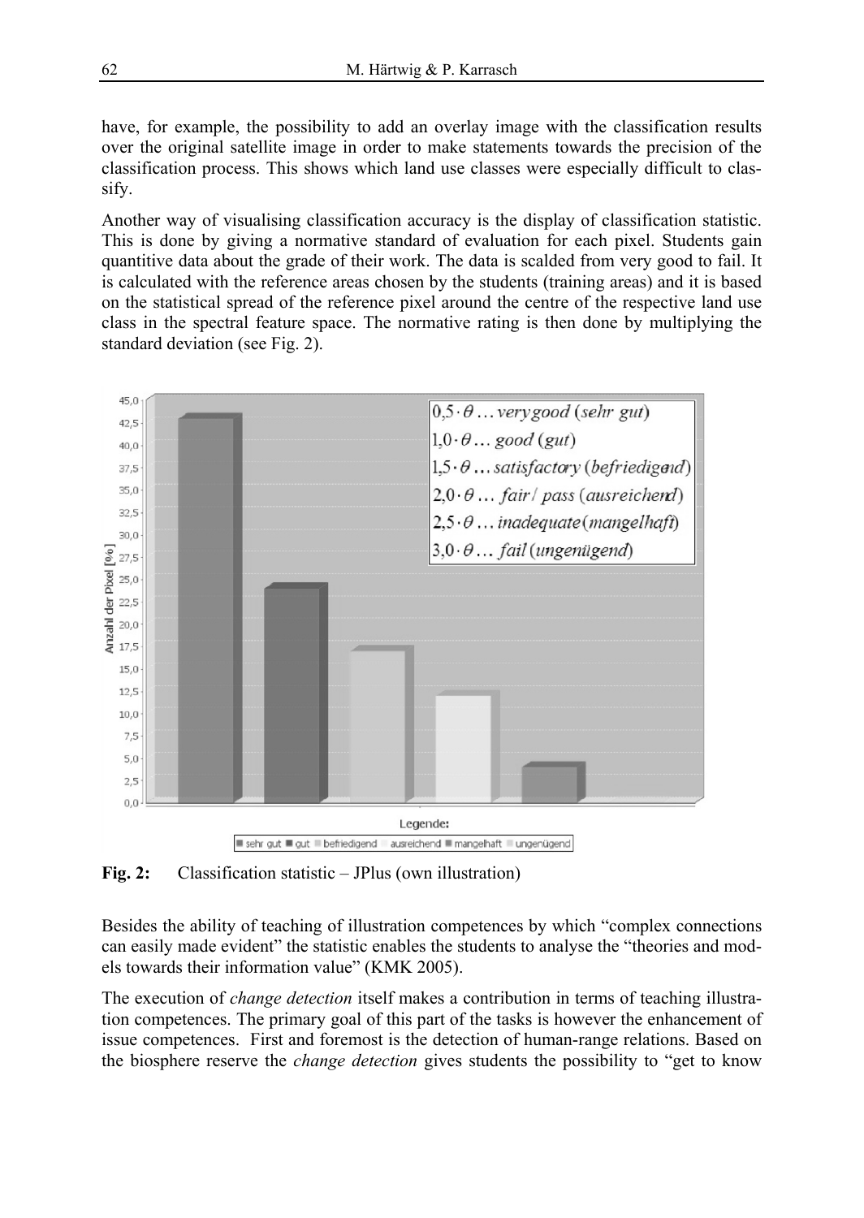have, for example, the possibility to add an overlay image with the classification results over the original satellite image in order to make statements towards the precision of the classification process. This shows which land use classes were especially difficult to classify.

Another way of visualising classification accuracy is the display of classification statistic. This is done by giving a normative standard of evaluation for each pixel. Students gain quantitive data about the grade of their work. The data is scalded from very good to fail. It is calculated with the reference areas chosen by the students (training areas) and it is based on the statistical spread of the reference pixel around the centre of the respective land use class in the spectral feature space. The normative rating is then done by multiplying the standard deviation (see Fig. 2).

**Fig. 2:** Classification statistic – JPlus (own illustration)

Besides the ability of teaching of illustration competences by which "complex connections can easily made evident" the statistic enables the students to analyse the "theories and models towards their information value" (KMK 2005).

The execution of *change detection* itself makes a contribution in terms of teaching illustration competences. The primary goal of this part of the tasks is however the enhancement of issue competences. First and foremost is the detection of human-range relations. Based on the biosphere reserve the *change detection* gives students the possibility to "get to know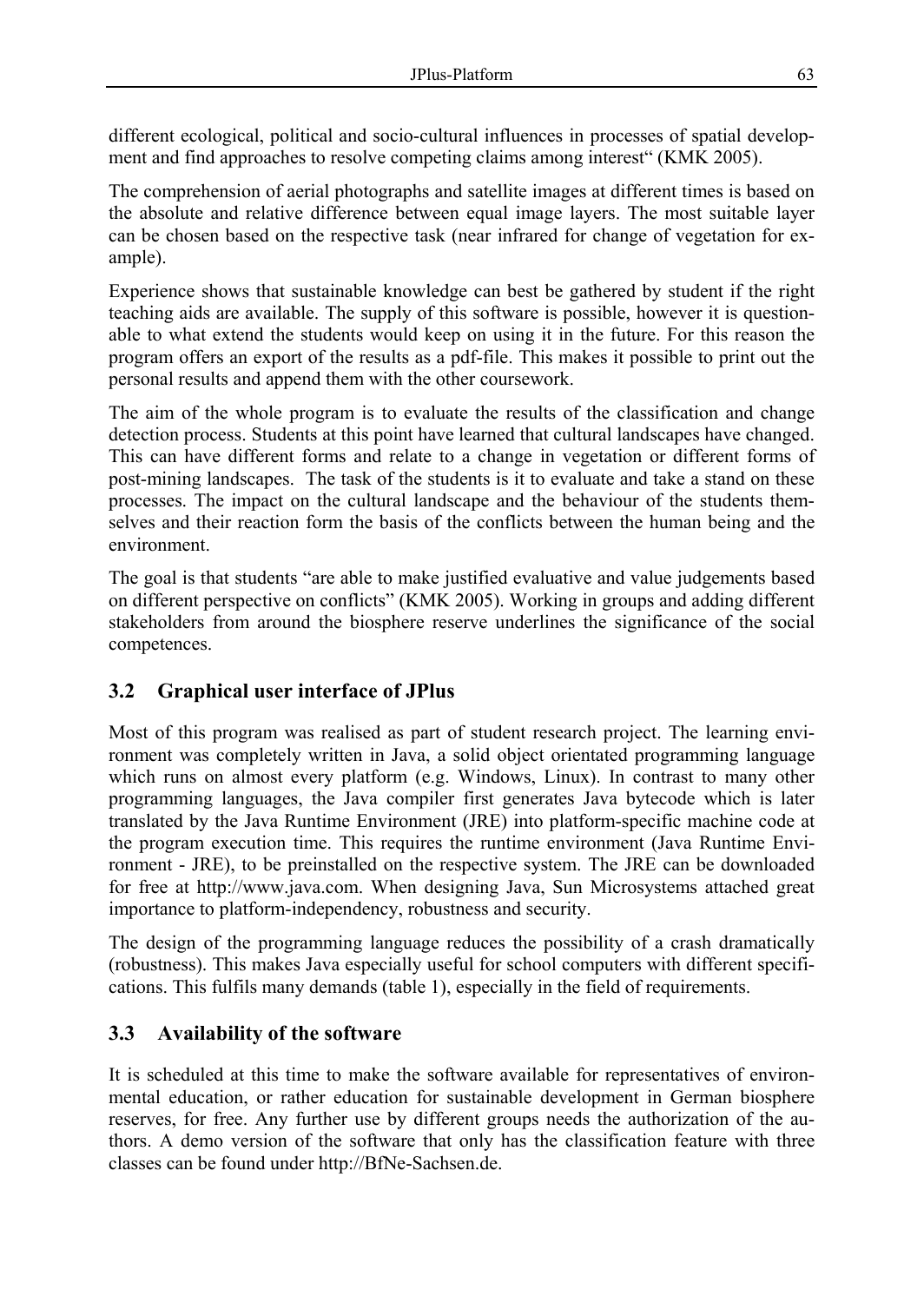different ecological, political and socio-cultural influences in processes of spatial development and find approaches to resolve competing claims among interest" (KMK 2005).

The comprehension of aerial photographs and satellite images at different times is based on the absolute and relative difference between equal image layers. The most suitable layer can be chosen based on the respective task (near infrared for change of vegetation for example).

Experience shows that sustainable knowledge can best be gathered by student if the right teaching aids are available. The supply of this software is possible, however it is questionable to what extend the students would keep on using it in the future. For this reason the program offers an export of the results as a pdf-file. This makes it possible to print out the personal results and append them with the other coursework.

The aim of the whole program is to evaluate the results of the classification and change detection process. Students at this point have learned that cultural landscapes have changed. This can have different forms and relate to a change in vegetation or different forms of post-mining landscapes. The task of the students is it to evaluate and take a stand on these processes. The impact on the cultural landscape and the behaviour of the students themselves and their reaction form the basis of the conflicts between the human being and the environment.

The goal is that students "are able to make justified evaluative and value judgements based on different perspective on conflicts" (KMK 2005). Working in groups and adding different stakeholders from around the biosphere reserve underlines the significance of the social competences.

### 3.2 Graphical user interface of JPlus

Most of this program was realised as part of student research project. The learning environment was completely written in Java, a solid object orientated programming language which runs on almost every platform (e.g. Windows, Linux). In contrast to many other programming languages, the Java compiler first generates Java bytecode which is later translated by the Java Runtime Environment (JRE) into platform-specific machine code at the program execution time. This requires the runtime environment (Java Runtime Environment - JRE), to be preinstalled on the respective system. The JRE can be downloaded for free at http://www.java.com. When designing Java, Sun Microsystems attached great importance to platform-independency, robustness and security.

The design of the programming language reduces the possibility of a crash dramatically (robustness). This makes Java especially useful for school computers with different specifications. This fulfils many demands (table 1), especially in the field of requirements.

### 3.3 Availability of the software

It is scheduled at this time to make the software available for representatives of environmental education, or rather education for sustainable development in German biosphere reserves, for free. Any further use by different groups needs the authorization of the authors. A demo version of the software that only has the classification feature with three classes can be found under http://BfNe-Sachsen.de.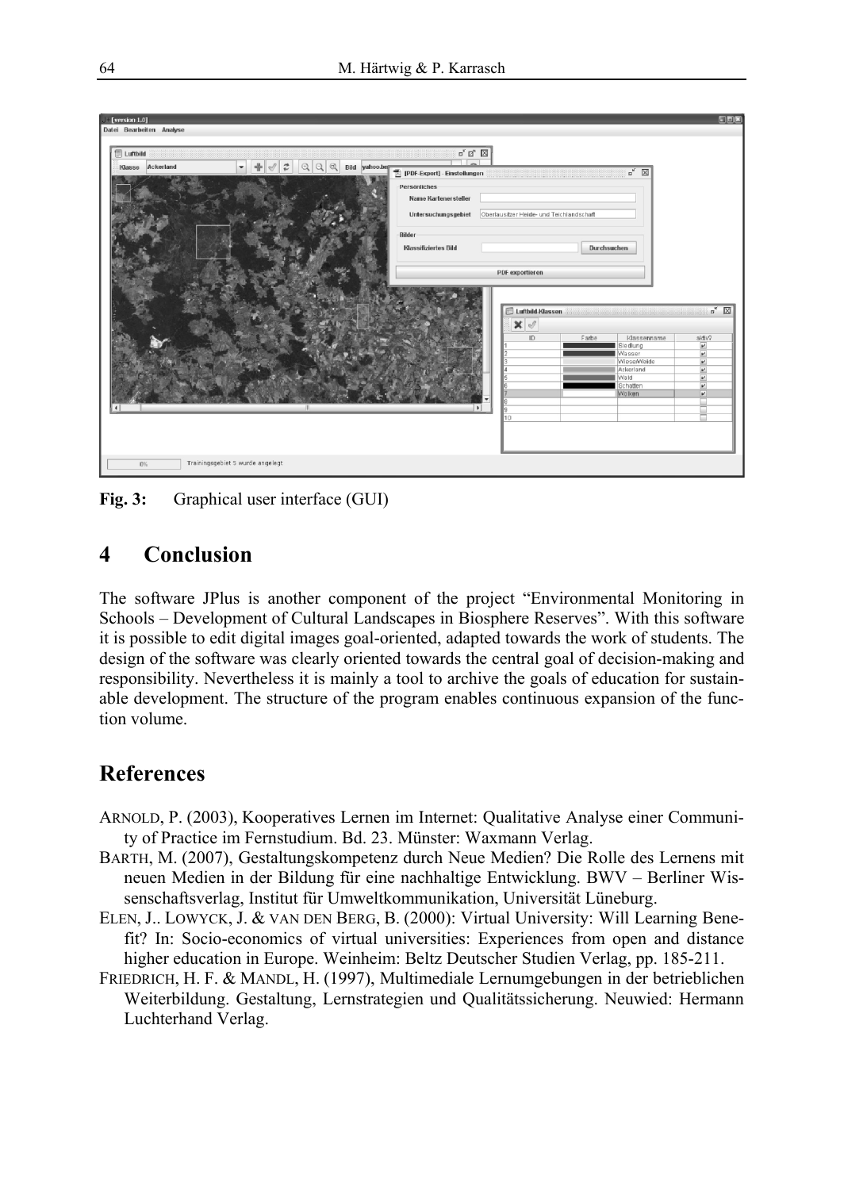Fig. 3: Graphical user interface (GUI)

# 4 Conclusion

The software JPlus is another component of the project "Environmental Monitoring in Schools – Development of Cultural Landscapes in Biosphere Reserves". With this software it is possible to edit digital images goal-oriented, adapted towards the work of students. The design of the software was clearly oriented towards the central goal of decision-making and responsibility. Nevertheless it is mainly a tool to archive the goals of education for sustainable development. The structure of the program enables continuous expansion of the function volume.

# References

ARNOLD, P. (2003), Kooperatives Lernen im Internet: Qualitative Analyse einer Community of Practice im Fernstudium. Bd. 23. Münster: Waxmann Verlag.

BARTH, M. (2007), Gestaltungskompetenz durch Neue Medien? Die Rolle des Lernens mit neuen Medien in der Bildung für eine nachhaltige Entwicklung. BWV – Berliner Wissenschaftsverlag, Institut für Umweltkommunikation, Universität Lüneburg.

ELEN, J.. LOWYCK, J. & VAN DEN BERG, B. (2000): Virtual University: Will Learning Benefit? In: Socio-economics of virtual universities: Experiences from open and distance higher education in Europe. Weinheim: Beltz Deutscher Studien Verlag, pp. 185-211.

FRIEDRICH, H. F. & MANDL, H. (1997), Multimediale Lernumgebungen in der betrieblichen Weiterbildung. Gestaltung, Lernstrategien und Qualitätssicherung. Neuwied: Hermann Luchterhand Verlag.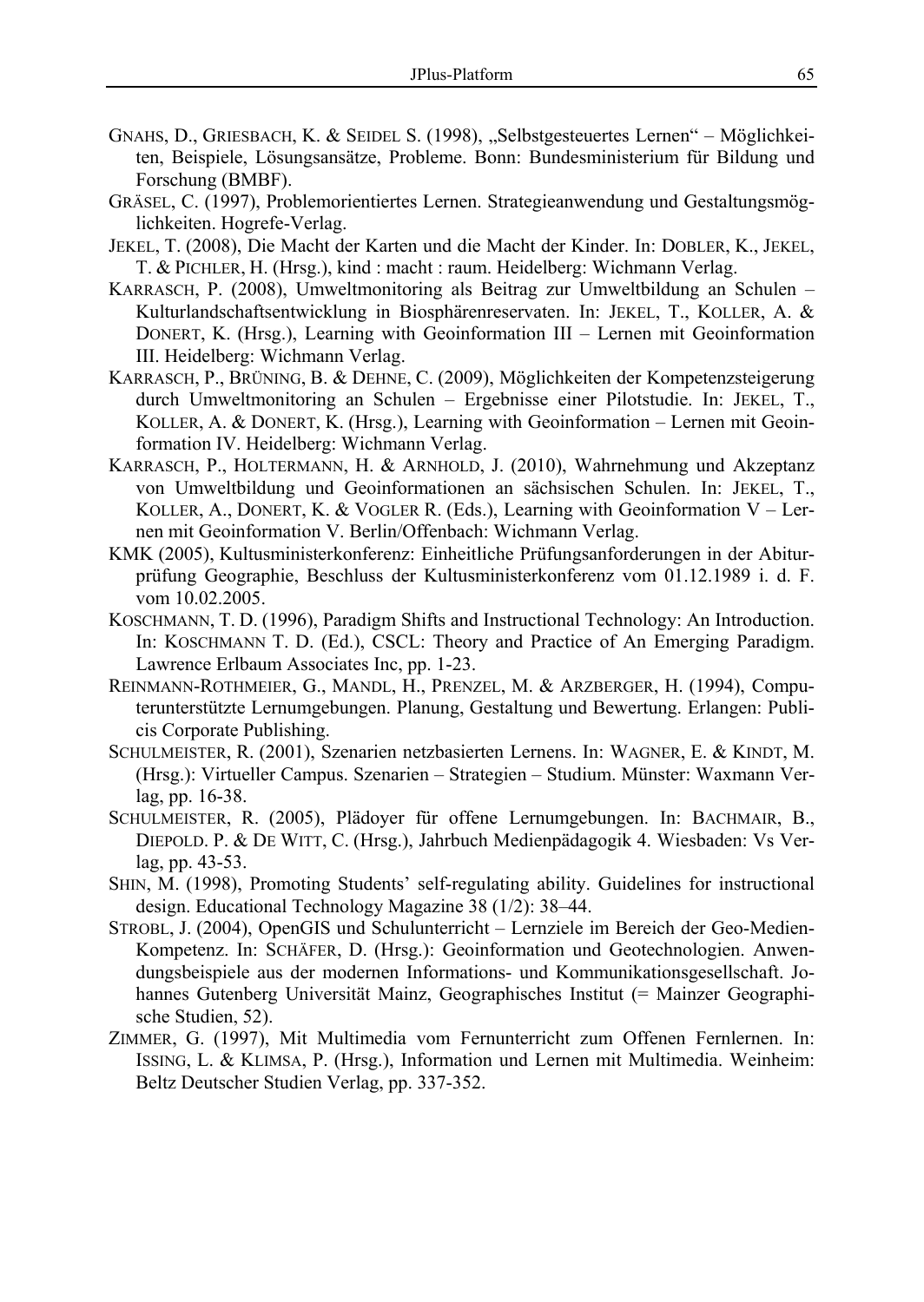GNAHS, D., GRIESBACH, K. & SEIDEL S. (1998), „Selbstgesteuertes Lernen" – Möglichkeiten, Beispiele, Lösungsansätze, Probleme. Bonn: Bundesministerium für Bildung und Forschung (BMBF).

GRÄSEL, C. (1997), Problemorientiertes Lernen. Strategieanwendung und Gestaltungsmöglichkeiten. Hogrefe-Verlag.

JEKEL, T. (2008), Die Macht der Karten und die Macht der Kinder. In: DOBLER, K., JEKEL, T. & PICHLER, H. (Hrsg.), kind : macht : raum. Heidelberg: Wichmann Verlag.

KARRASCH, P. (2008), Umweltmonitoring als Beitrag zur Umweltbildung an Schulen – Kulturlandschaftsentwicklung in Biosphärenreservaten. In: JEKEL, T., KOLLER, A. & DONERT, K. (Hrsg.), Learning with Geoinformation III – Lernen mit Geoinformation III. Heidelberg: Wichmann Verlag.

KARRASCH, P., BRÜNING, B. & DEHNE, C. (2009), Möglichkeiten der Kompetenzsteigerung durch Umweltmonitoring an Schulen – Ergebnisse einer Pilotstudie. In: JEKEL, T., KOLLER, A. & DONERT, K. (Hrsg.), Learning with Geoinformation – Lernen mit Geoinformation IV. Heidelberg: Wichmann Verlag.

KARRASCH, P., HOLTERMANN, H. & ARNHOLD, J. (2010), Wahrnehmung und Akzeptanz von Umweltbildung und Geoinformationen an sächsischen Schulen. In: JEKEL, T., KOLLER, A., DONERT, K. & VOGLER R. (Eds.), Learning with Geoinformation V – Lernen mit Geoinformation V. Berlin/Offenbach: Wichmann Verlag.

KMK (2005), Kultusministerkonferenz: Einheitliche Prüfungsanforderungen in der Abiturprüfung Geographie, Beschluss der Kultusministerkonferenz vom 01.12.1989 i. d. F. vom 10.02.2005.

KOSCHMANN, T. D. (1996), Paradigm Shifts and Instructional Technology: An Introduction. In: KOSCHMANN T. D. (Ed.), CSCL: Theory and Practice of An Emerging Paradigm. Lawrence Erlbaum Associates Inc, pp. 1-23.

REINMANN-ROTHMEIER, G., MANDL, H., PRENZEL, M. & ARZBERGER, H. (1994), Computerunterstützte Lernumgebungen. Planung, Gestaltung und Bewertung. Erlangen: Publicis Corporate Publishing.

SCHULMEISTER, R. (2001), Szenarien netzbasierten Lernens. In: WAGNER, E. & KINDT, M. (Hrsg.): Virtueller Campus. Szenarien – Strategien – Studium. Münster: Waxmann Verlag, pp. 16-38.

SCHULMEISTER, R. (2005), Plädoyer für offene Lernumgebungen. In: BACHMAIR, B., DIEPOLD. P. & DE WITT, C. (Hrsg.), Jahrbuch Medienpädagogik 4. Wiesbaden: Vs Verlag, pp. 43-53.

SHIN, M. (1998), Promoting Students' self-regulating ability. Guidelines for instructional design. Educational Technology Magazine 38 (1/2): 38–44.

STROBL, J. (2004), OpenGIS und Schulunterricht – Lernziele im Bereich der Geo-Medien-Kompetenz. In: SCHÄFER, D. (Hrsg.): Geoinformation und Geotechnologien. Anwendungsbeispiele aus der modernen Informations- und Kommunikationsgesellschaft. Johannes Gutenberg Universität Mainz, Geographisches Institut (= Mainzer Geographische Studien, 52).

ZIMMER, G. (1997), Mit Multimedia vom Fernunterricht zum Offenen Fernlernen. In: ISSING, L. & KLIMSA, P. (Hrsg.), Information und Lernen mit Multimedia. Weinheim: Beltz Deutscher Studien Verlag, pp. 337-352.